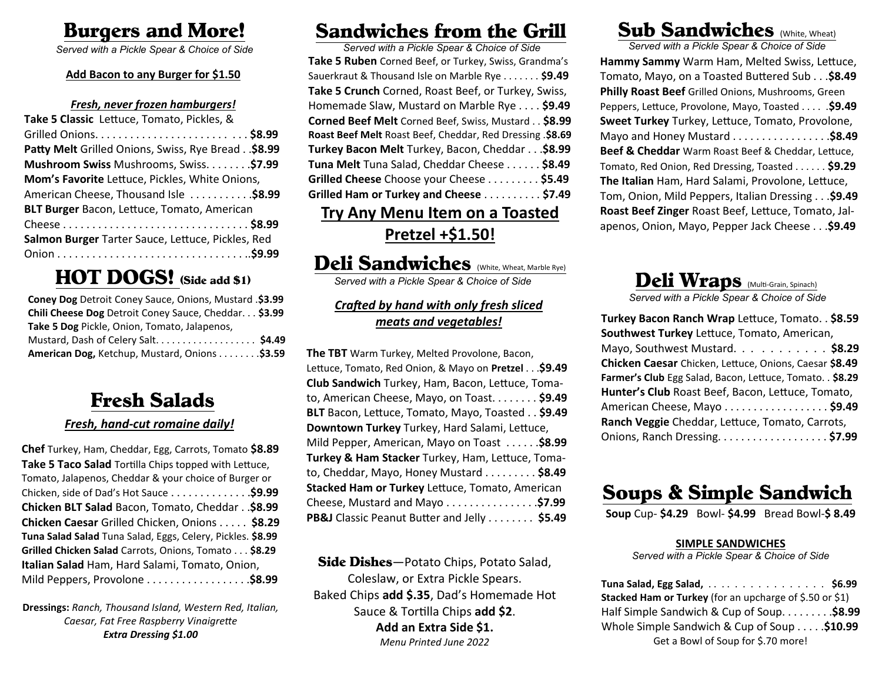# Burgers and More!

*Served with a Pickle Spear & Choice of Side*

**Add Bacon to any Burger for $1.50**

***Fresh, never frozen hamburgers!***

**Take 5 Classic** Lettuce, Tomato, Pickles, & Grilled Onions. . . . . . . . . . . . . . . . . . . . . . . . . . **$8.99**
**Patty Melt** Grilled Onions, Swiss, Rye Bread . .**$8.99**
**Mushroom Swiss** Mushrooms, Swiss. . . . . . . .**$7.99**
**Mom's Favorite** Lettuce, Pickles, White Onions, American Cheese, Thousand Isle . . . . . . . . . . .**$8.99**
**BLT Burger** Bacon, Lettuce, Tomato, American Cheese . . . . . . . . . . . . . . . . . . . . . . . . . . . . . . . . **$8.99**
**Salmon Burger** Tarter Sauce, Lettuce, Pickles, Red Onion . . . . . . . . . . . . . . . . . . . . . . . . . . . . . . . . .**$9.99**

# HOT DOGS! (Side add $1)

**Coney Dog** Detroit Coney Sauce, Onions, Mustard .**$3.99**
**Chili Cheese Dog** Detroit Coney Sauce, Cheddar. . . **$3.99**
**Take 5 Dog** Pickle, Onion, Tomato, Jalapenos, Mustard, Dash of Celery Salt. . . . . . . . . . . . . . . . . . . **$4.49**
**American Dog,** Ketchup, Mustard, Onions . . . . . . . .**$3.59**

# Fresh Salads

***Fresh, hand-cut romaine daily!***

**Chef** Turkey, Ham, Cheddar, Egg, Carrots, Tomato **$8.89**
**Take 5 Taco Salad** Tortilla Chips topped with Lettuce, Tomato, Jalapenos, Cheddar & your choice of Burger or Chicken, side of Dad's Hot Sauce . . . . . . . . . . . . . .**$9.99**
**Chicken BLT Salad** Bacon, Tomato, Cheddar . .**$8.99**
**Chicken Caesar** Grilled Chicken, Onions . . . . . **$8.29**
**Tuna Salad Salad** Tuna Salad, Eggs, Celery, Pickles. **$8.99**
**Grilled Chicken Salad** Carrots, Onions, Tomato . . . **$8.29**
**Italian Salad** Ham, Hard Salami, Tomato, Onion, Mild Peppers, Provolone . . . . . . . . . . . . . . . . . .**$8.99**

**Dressings:** *Ranch, Thousand Island, Western Red, Italian, Caesar, Fat Free Raspberry Vinaigrette*
***Extra Dressing $1.00***

# Sandwiches from the Grill

*Served with a Pickle Spear & Choice of Side*

**Take 5 Ruben** Corned Beef, or Turkey, Swiss, Grandma's Sauerkraut & Thousand Isle on Marble Rye . . . . . . . **$9.49**
**Take 5 Crunch** Corned, Roast Beef, or Turkey, Swiss, Homemade Slaw, Mustard on Marble Rye . . . . **$9.49**
**Corned Beef Melt** Corned Beef, Swiss, Mustard . . **$8.99**
**Roast Beef Melt** Roast Beef, Cheddar, Red Dressing .**$8.69**
**Turkey Bacon Melt** Turkey, Bacon, Cheddar . . .**$8.99**
**Tuna Melt** Tuna Salad, Cheddar Cheese . . . . . . **$8.49**
**Grilled Cheese** Choose your Cheese . . . . . . . . . **$5.49**
**Grilled Ham or Turkey and Cheese** . . . . . . . . . . **$7.49**

**Try Any Menu Item on a Toasted Pretzel +$1.50!**

# Deli Sandwiches (White, Wheat, Marble Rye)

*Served with a Pickle Spear & Choice of Side*

***Crafted by hand with only fresh sliced meats and vegetables!***

**The TBT** Warm Turkey, Melted Provolone, Bacon, Lettuce, Tomato, Red Onion, & Mayo on **Pretzel** . . .**$9.49**
**Club Sandwich** Turkey, Ham, Bacon, Lettuce, Tomato, American Cheese, Mayo, on Toast. . . . . . . . **$9.49**
**BLT** Bacon, Lettuce, Tomato, Mayo, Toasted . . **$9.49**
**Downtown Turkey** Turkey, Hard Salami, Lettuce, Mild Pepper, American, Mayo on Toast . . . . . .**$8.99**
**Turkey & Ham Stacker** Turkey, Ham, Lettuce, Tomato, Cheddar, Mayo, Honey Mustard . . . . . . . . . **$8.49**
**Stacked Ham or Turkey** Lettuce, Tomato, American Cheese, Mustard and Mayo . . . . . . . . . . . . . . . .**$7.99**
**PB&J** Classic Peanut Butter and Jelly . . . . . . . . **$5.49**

**Side Dishes**—Potato Chips, Potato Salad, Coleslaw, or Extra Pickle Spears.
Baked Chips **add $.35**, Dad's Homemade Hot Sauce & Tortilla Chips **add $2**.
**Add an Extra Side $1.**
*Menu Printed June 2022*

# Sub Sandwiches (White, Wheat)

*Served with a Pickle Spear & Choice of Side*

**Hammy Sammy** Warm Ham, Melted Swiss, Lettuce, Tomato, Mayo, on a Toasted Buttered Sub . . .**$8.49**
**Philly Roast Beef** Grilled Onions, Mushrooms, Green Peppers, Lettuce, Provolone, Mayo, Toasted . . . . .**$9.49**
**Sweet Turkey** Turkey, Lettuce, Tomato, Provolone, Mayo and Honey Mustard . . . . . . . . . . . . . . . . .**$8.49**
**Beef & Cheddar** Warm Roast Beef & Cheddar, Lettuce, Tomato, Red Onion, Red Dressing, Toasted . . . . . . **$9.29**
**The Italian** Ham, Hard Salami, Provolone, Lettuce, Tom, Onion, Mild Peppers, Italian Dressing . . .**$9.49**
**Roast Beef Zinger** Roast Beef, Lettuce, Tomato, Jalapenos, Onion, Mayo, Pepper Jack Cheese . . .**$9.49**

# Deli Wraps (Multi-Grain, Spinach)

*Served with a Pickle Spear & Choice of Side*

**Turkey Bacon Ranch Wrap** Lettuce, Tomato. . **$8.59**
**Southwest Turkey** Lettuce, Tomato, American, Mayo, Southwest Mustard. . . . . . . . . . . . **$8.29**
**Chicken Caesar** Chicken, Lettuce, Onions, Caesar **$8.49**
**Farmer's Club** Egg Salad, Bacon, Lettuce, Tomato. . **$8.29**
**Hunter's Club** Roast Beef, Bacon, Lettuce, Tomato, American Cheese, Mayo . . . . . . . . . . . . . . . . . . **$9.49**
**Ranch Veggie** Cheddar, Lettuce, Tomato, Carrots, Onions, Ranch Dressing. . . . . . . . . . . . . . . . . . . **$7.99**

# Soups & Simple Sandwich

**Soup** Cup- **$4.29** Bowl- **$4.99** Bread Bowl-**$ 8.49**

**SIMPLE SANDWICHES**

*Served with a Pickle Spear & Choice of Side*

**Tuna Salad, Egg Salad,** . . . . . . . . . . . . . . . . . **$6.99**
**Stacked Ham or Turkey** (for an upcharge of $.50 or $1)
Half Simple Sandwich & Cup of Soup. . . . . . . . .**$8.99**
Whole Simple Sandwich & Cup of Soup . . . . .**$10.99**
Get a Bowl of Soup for $.70 more!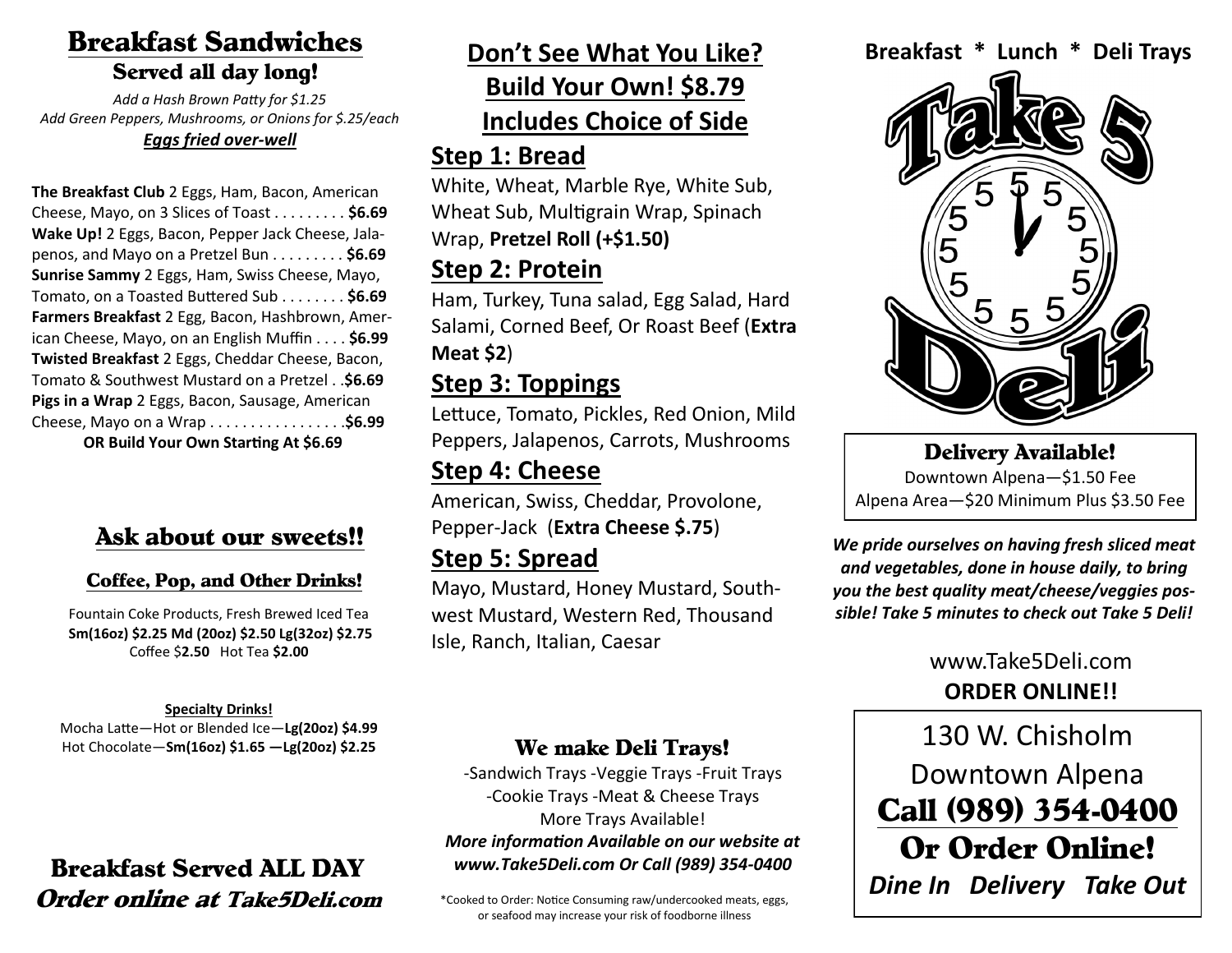## Breakfast Sandwiches

### Served all day long!

*Add a Hash Brown Patty for $1.25*
*Add Green Peppers, Mushrooms, or Onions for $.25/each*
***Eggs fried over-well***

**The Breakfast Club** 2 Eggs, Ham, Bacon, American Cheese, Mayo, on 3 Slices of Toast . . . . . . . . . **$6.69**
**Wake Up!** 2 Eggs, Bacon, Pepper Jack Cheese, Jalapenos, and Mayo on a Pretzel Bun . . . . . . . . . **$6.69**
**Sunrise Sammy** 2 Eggs, Ham, Swiss Cheese, Mayo, Tomato, on a Toasted Buttered Sub . . . . . . . . **$6.69**
**Farmers Breakfast** 2 Egg, Bacon, Hashbrown, American Cheese, Mayo, on an English Muffin . . . . **$6.99**
**Twisted Breakfast** 2 Eggs, Cheddar Cheese, Bacon, Tomato & Southwest Mustard on a Pretzel . .**$6.69**
**Pigs in a Wrap** 2 Eggs, Bacon, Sausage, American Cheese, Mayo on a Wrap . . . . . . . . . . . . . . . . .**$6.99**
**OR Build Your Own Starting At $6.69**

## Ask about our sweets!!

### Coffee, Pop, and Other Drinks!

Fountain Coke Products, Fresh Brewed Iced Tea
**Sm(16oz) $2.25 Md (20oz) $2.50 Lg(32oz) $2.75**
Coffee $**2.50** Hot Tea **$2.00**

**Specialty Drinks!**
Mocha Latte—Hot or Blended Ice—**Lg(20oz) $4.99**
Hot Chocolate—**Sm(16oz) $1.65 —Lg(20oz) $2.25**

## Breakfast Served ALL DAY
***Order online at Take5Deli.com***

## Don't See What You Like? Build Your Own! $8.79 Includes Choice of Side

### Step 1: Bread
White, Wheat, Marble Rye, White Sub, Wheat Sub, Multigrain Wrap, Spinach Wrap, **Pretzel Roll (+$1.50)**

### Step 2: Protein
Ham, Turkey, Tuna salad, Egg Salad, Hard Salami, Corned Beef, Or Roast Beef (**Extra Meat $2**)

### Step 3: Toppings
Lettuce, Tomato, Pickles, Red Onion, Mild Peppers, Jalapenos, Carrots, Mushrooms

### Step 4: Cheese
American, Swiss, Cheddar, Provolone, Pepper-Jack (**Extra Cheese $.75**)

### Step 5: Spread
Mayo, Mustard, Honey Mustard, Southwest Mustard, Western Red, Thousand Isle, Ranch, Italian, Caesar

## We make Deli Trays!

-Sandwich Trays -Veggie Trays -Fruit Trays
-Cookie Trays -Meat & Cheese Trays
More Trays Available!
***More information Available on our website at www.Take5Deli.com Or Call (989) 354-0400***

*Cooked to Order: Notice Consuming raw/undercooked meats, eggs, or seafood may increase your risk of foodborne illness

**Breakfast * Lunch * Deli Trays**

# Take 5 Deli

### Delivery Available!
Downtown Alpena—$1.50 Fee
Alpena Area—$20 Minimum Plus $3.50 Fee

***We pride ourselves on having fresh sliced meat and vegetables, done in house daily, to bring you the best quality meat/cheese/veggies possible! Take 5 minutes to check out Take 5 Deli!***

www.Take5Deli.com
**ORDER ONLINE!!**

130 W. Chisholm
Downtown Alpena
**Call (989) 354-0400**
**Or Order Online!**
***Dine In Delivery Take Out***